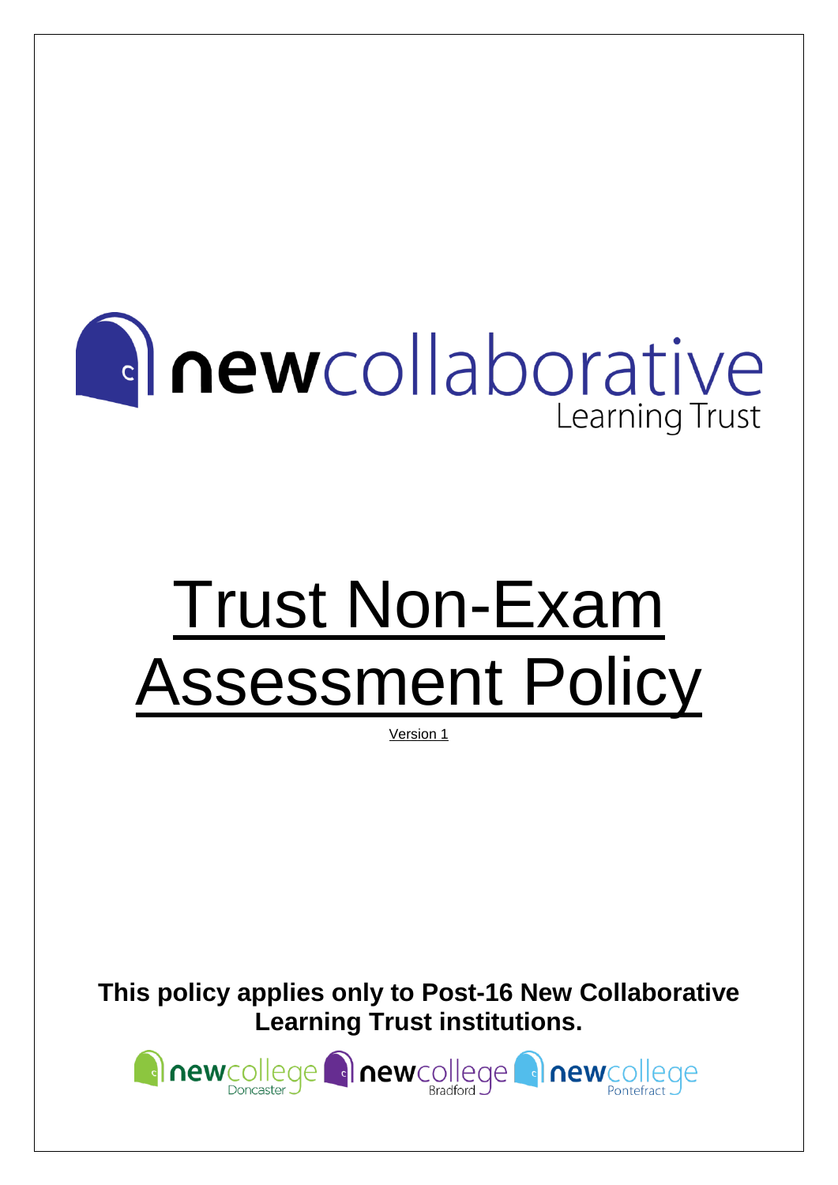newcollaborative Learning Trust

# Trust Non-Exam Assessment Policy

Version 1

**This policy applies only to Post-16 New Collaborative Learning Trust institutions.**

newcollege Doncaster newcollege Bradford newcollege Pontefract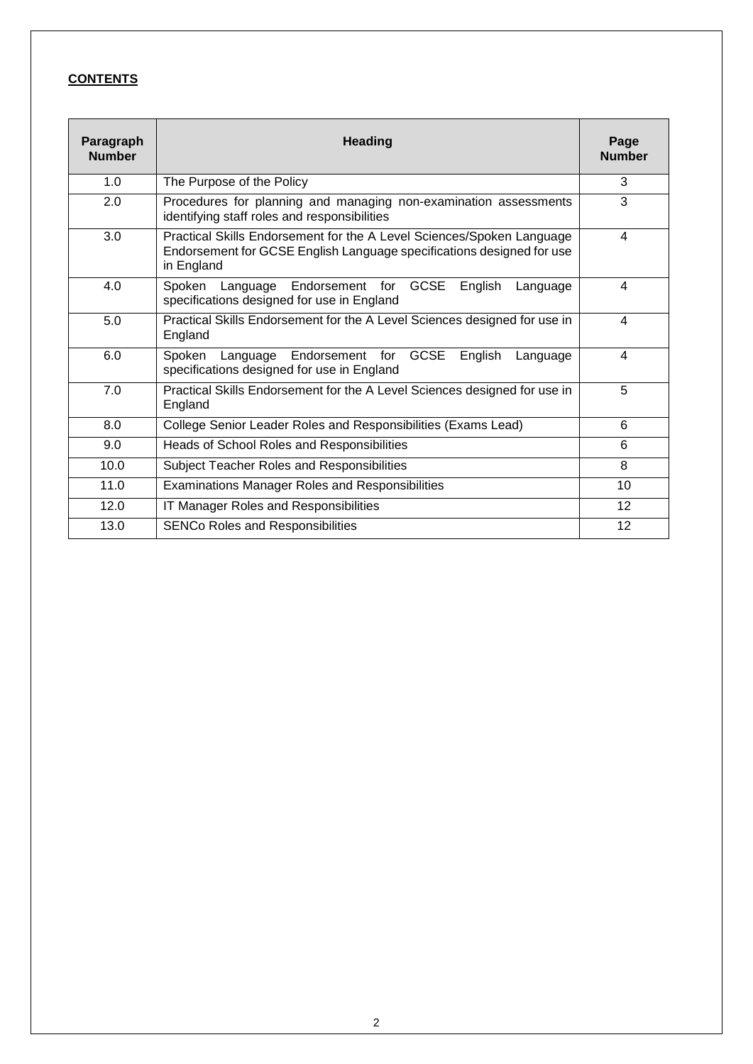**CONTENTS**

| Paragraph Number | Heading | Page Number |
|---|---|---|
| 1.0 | The Purpose of the Policy | 3 |
| 2.0 | Procedures for planning and managing non-examination assessments identifying staff roles and responsibilities | 3 |
| 3.0 | Practical Skills Endorsement for the A Level Sciences/Spoken Language Endorsement for GCSE English Language specifications designed for use in England | 4 |
| 4.0 | Spoken Language Endorsement for GCSE English Language specifications designed for use in England | 4 |
| 5.0 | Practical Skills Endorsement for the A Level Sciences designed for use in England | 4 |
| 6.0 | Spoken Language Endorsement for GCSE English Language specifications designed for use in England | 4 |
| 7.0 | Practical Skills Endorsement for the A Level Sciences designed for use in England | 5 |
| 8.0 | College Senior Leader Roles and Responsibilities (Exams Lead) | 6 |
| 9.0 | Heads of School Roles and Responsibilities | 6 |
| 10.0 | Subject Teacher Roles and Responsibilities | 8 |
| 11.0 | Examinations Manager Roles and Responsibilities | 10 |
| 12.0 | IT Manager Roles and Responsibilities | 12 |
| 13.0 | SENCo Roles and Responsibilities | 12 |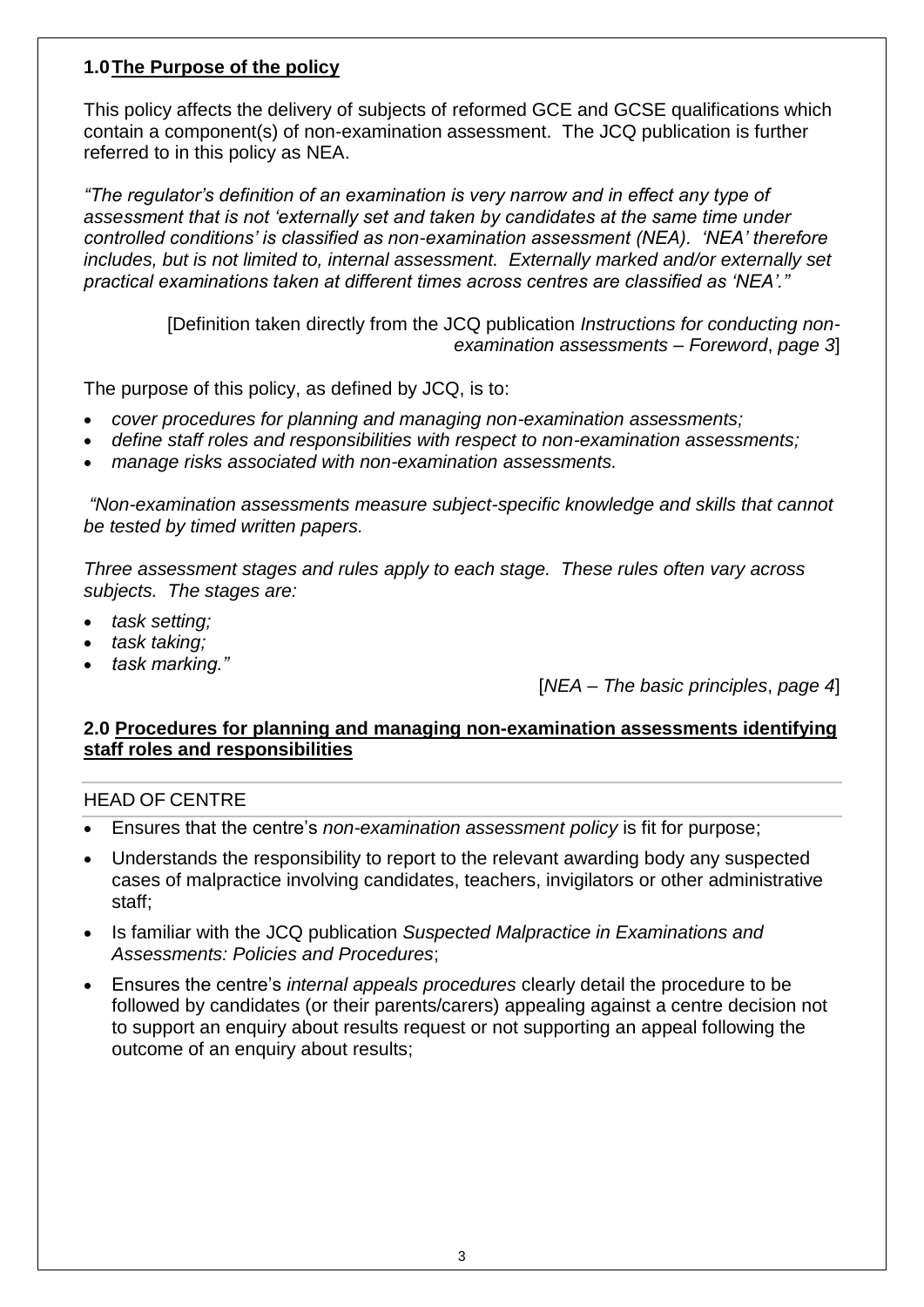## 1.0 The Purpose of the policy

This policy affects the delivery of subjects of reformed GCE and GCSE qualifications which contain a component(s) of non-examination assessment. The JCQ publication is further referred to in this policy as NEA.

*"The regulator's definition of an examination is very narrow and in effect any type of assessment that is not 'externally set and taken by candidates at the same time under controlled conditions' is classified as non-examination assessment (NEA). 'NEA' therefore includes, but is not limited to, internal assessment. Externally marked and/or externally set practical examinations taken at different times across centres are classified as 'NEA'."*

[Definition taken directly from the JCQ publication *Instructions for conducting non-examination assessments – Foreword*, *page 3*]

The purpose of this policy, as defined by JCQ, is to:

- *cover procedures for planning and managing non-examination assessments;*
- *define staff roles and responsibilities with respect to non-examination assessments;*
- *manage risks associated with non-examination assessments.*

*"Non-examination assessments measure subject-specific knowledge and skills that cannot be tested by timed written papers.*

*Three assessment stages and rules apply to each stage. These rules often vary across subjects. The stages are:*

- *task setting;*
- *task taking;*
- *task marking."*

[*NEA – The basic principles*, *page 4*]

## 2.0 Procedures for planning and managing non-examination assessments identifying staff roles and responsibilities

### HEAD OF CENTRE

- Ensures that the centre's *non-examination assessment policy* is fit for purpose;
- Understands the responsibility to report to the relevant awarding body any suspected cases of malpractice involving candidates, teachers, invigilators or other administrative staff;
- Is familiar with the JCQ publication *Suspected Malpractice in Examinations and Assessments: Policies and Procedures*;
- Ensures the centre's *internal appeals procedures* clearly detail the procedure to be followed by candidates (or their parents/carers) appealing against a centre decision not to support an enquiry about results request or not supporting an appeal following the outcome of an enquiry about results;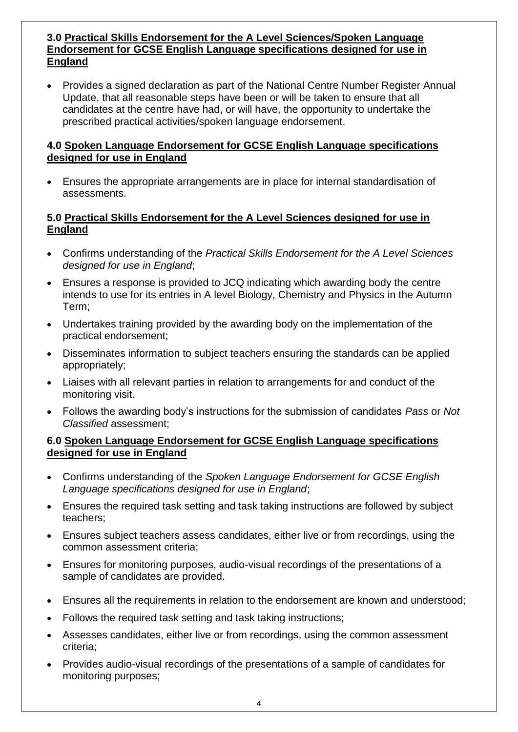### 3.0 Practical Skills Endorsement for the A Level Sciences/Spoken Language Endorsement for GCSE English Language specifications designed for use in England

- Provides a signed declaration as part of the National Centre Number Register Annual Update, that all reasonable steps have been or will be taken to ensure that all candidates at the centre have had, or will have, the opportunity to undertake the prescribed practical activities/spoken language endorsement.

### 4.0 Spoken Language Endorsement for GCSE English Language specifications designed for use in England

- Ensures the appropriate arrangements are in place for internal standardisation of assessments.

### 5.0 Practical Skills Endorsement for the A Level Sciences designed for use in England

- Confirms understanding of the *Practical Skills Endorsement for the A Level Sciences designed for use in England*;
- Ensures a response is provided to JCQ indicating which awarding body the centre intends to use for its entries in A level Biology, Chemistry and Physics in the Autumn Term;
- Undertakes training provided by the awarding body on the implementation of the practical endorsement;
- Disseminates information to subject teachers ensuring the standards can be applied appropriately;
- Liaises with all relevant parties in relation to arrangements for and conduct of the monitoring visit.
- Follows the awarding body's instructions for the submission of candidates *Pass* or *Not Classified* assessment;

### 6.0 Spoken Language Endorsement for GCSE English Language specifications designed for use in England

- Confirms understanding of the *Spoken Language Endorsement for GCSE English Language specifications designed for use in England*;
- Ensures the required task setting and task taking instructions are followed by subject teachers;
- Ensures subject teachers assess candidates, either live or from recordings, using the common assessment criteria;
- Ensures for monitoring purposes, audio-visual recordings of the presentations of a sample of candidates are provided.
- Ensures all the requirements in relation to the endorsement are known and understood;
- Follows the required task setting and task taking instructions;
- Assesses candidates, either live or from recordings, using the common assessment criteria;
- Provides audio-visual recordings of the presentations of a sample of candidates for monitoring purposes;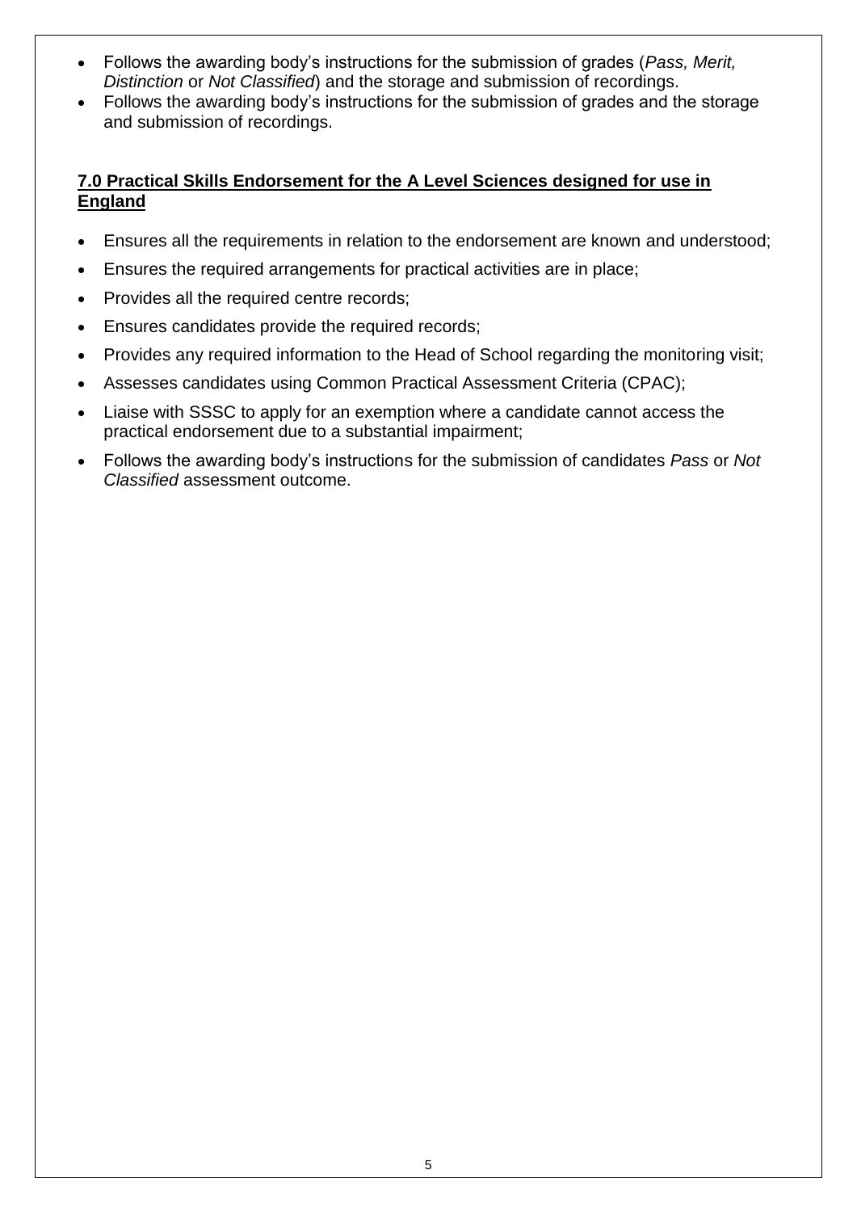- Follows the awarding body's instructions for the submission of grades (*Pass, Merit, Distinction* or *Not Classified*) and the storage and submission of recordings.
- Follows the awarding body's instructions for the submission of grades and the storage and submission of recordings.

## 7.0 Practical Skills Endorsement for the A Level Sciences designed for use in England

- Ensures all the requirements in relation to the endorsement are known and understood;
- Ensures the required arrangements for practical activities are in place;
- Provides all the required centre records;
- Ensures candidates provide the required records;
- Provides any required information to the Head of School regarding the monitoring visit;
- Assesses candidates using Common Practical Assessment Criteria (CPAC);
- Liaise with SSSC to apply for an exemption where a candidate cannot access the practical endorsement due to a substantial impairment;
- Follows the awarding body's instructions for the submission of candidates *Pass* or *Not Classified* assessment outcome.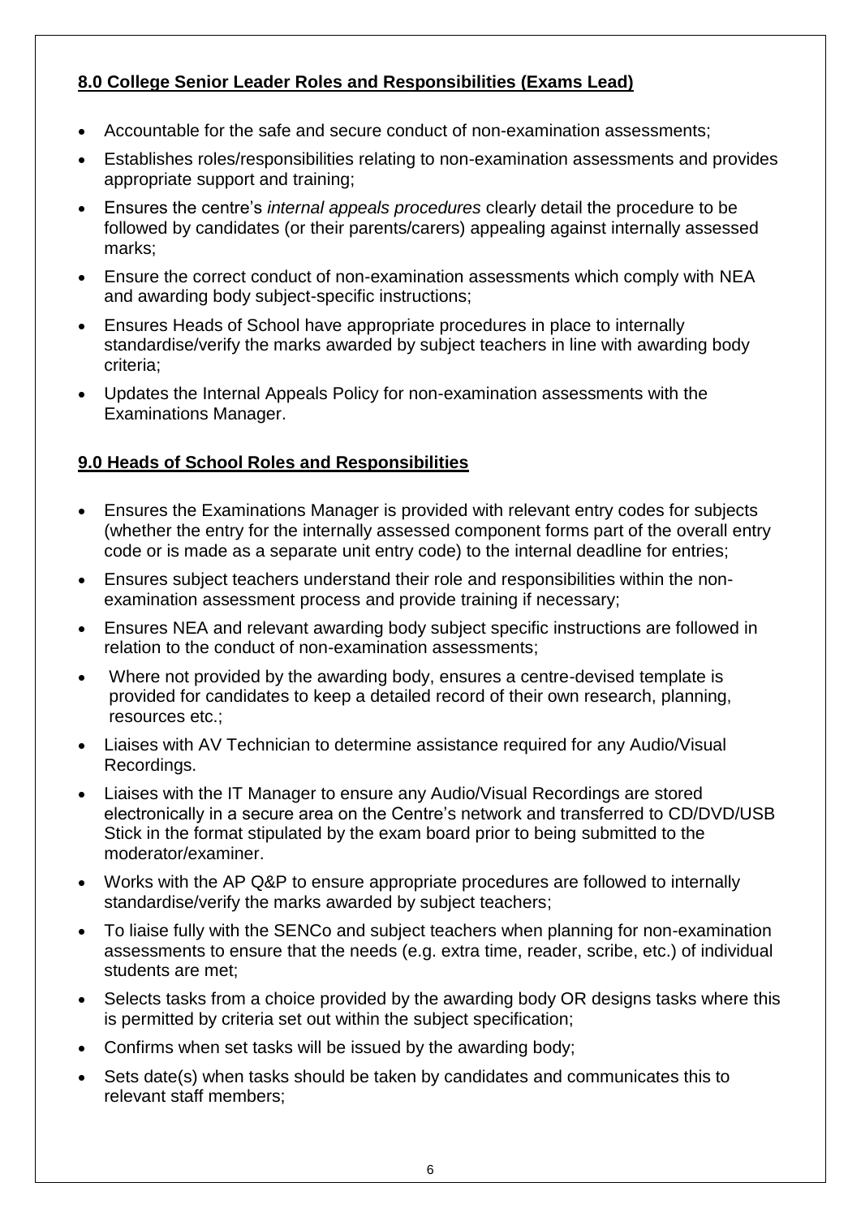## **8.0 College Senior Leader Roles and Responsibilities (Exams Lead)**

- Accountable for the safe and secure conduct of non-examination assessments;
- Establishes roles/responsibilities relating to non-examination assessments and provides appropriate support and training;
- Ensures the centre's *internal appeals procedures* clearly detail the procedure to be followed by candidates (or their parents/carers) appealing against internally assessed marks;
- Ensure the correct conduct of non-examination assessments which comply with NEA and awarding body subject-specific instructions;
- Ensures Heads of School have appropriate procedures in place to internally standardise/verify the marks awarded by subject teachers in line with awarding body criteria;
- Updates the Internal Appeals Policy for non-examination assessments with the Examinations Manager.

## **9.0 Heads of School Roles and Responsibilities**

- Ensures the Examinations Manager is provided with relevant entry codes for subjects (whether the entry for the internally assessed component forms part of the overall entry code or is made as a separate unit entry code) to the internal deadline for entries;
- Ensures subject teachers understand their role and responsibilities within the non-examination assessment process and provide training if necessary;
- Ensures NEA and relevant awarding body subject specific instructions are followed in relation to the conduct of non-examination assessments;
- Where not provided by the awarding body, ensures a centre-devised template is provided for candidates to keep a detailed record of their own research, planning, resources etc.;
- Liaises with AV Technician to determine assistance required for any Audio/Visual Recordings.
- Liaises with the IT Manager to ensure any Audio/Visual Recordings are stored electronically in a secure area on the Centre's network and transferred to CD/DVD/USB Stick in the format stipulated by the exam board prior to being submitted to the moderator/examiner.
- Works with the AP Q&P to ensure appropriate procedures are followed to internally standardise/verify the marks awarded by subject teachers;
- To liaise fully with the SENCo and subject teachers when planning for non-examination assessments to ensure that the needs (e.g. extra time, reader, scribe, etc.) of individual students are met;
- Selects tasks from a choice provided by the awarding body OR designs tasks where this is permitted by criteria set out within the subject specification;
- Confirms when set tasks will be issued by the awarding body;
- Sets date(s) when tasks should be taken by candidates and communicates this to relevant staff members;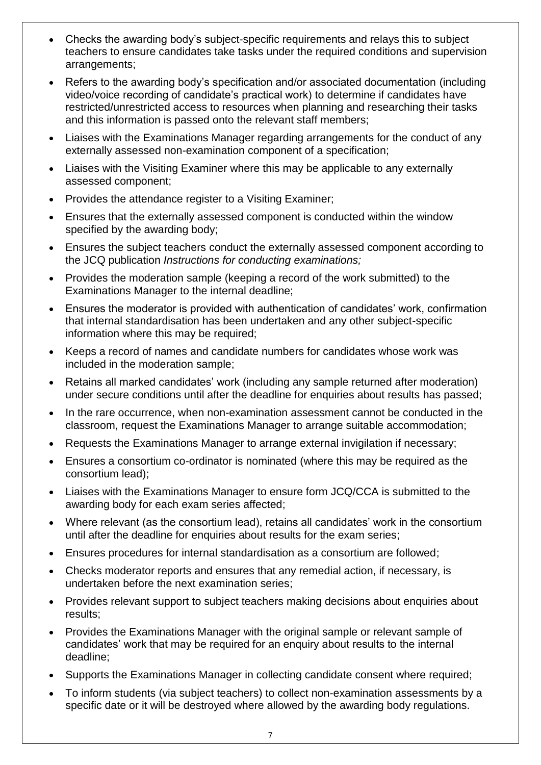- Checks the awarding body's subject-specific requirements and relays this to subject teachers to ensure candidates take tasks under the required conditions and supervision arrangements;
- Refers to the awarding body's specification and/or associated documentation (including video/voice recording of candidate's practical work) to determine if candidates have restricted/unrestricted access to resources when planning and researching their tasks and this information is passed onto the relevant staff members;
- Liaises with the Examinations Manager regarding arrangements for the conduct of any externally assessed non-examination component of a specification;
- Liaises with the Visiting Examiner where this may be applicable to any externally assessed component;
- Provides the attendance register to a Visiting Examiner;
- Ensures that the externally assessed component is conducted within the window specified by the awarding body;
- Ensures the subject teachers conduct the externally assessed component according to the JCQ publication *Instructions for conducting examinations;*
- Provides the moderation sample (keeping a record of the work submitted) to the Examinations Manager to the internal deadline;
- Ensures the moderator is provided with authentication of candidates' work, confirmation that internal standardisation has been undertaken and any other subject-specific information where this may be required;
- Keeps a record of names and candidate numbers for candidates whose work was included in the moderation sample;
- Retains all marked candidates' work (including any sample returned after moderation) under secure conditions until after the deadline for enquiries about results has passed;
- In the rare occurrence, when non-examination assessment cannot be conducted in the classroom, request the Examinations Manager to arrange suitable accommodation;
- Requests the Examinations Manager to arrange external invigilation if necessary;
- Ensures a consortium co-ordinator is nominated (where this may be required as the consortium lead);
- Liaises with the Examinations Manager to ensure form JCQ/CCA is submitted to the awarding body for each exam series affected;
- Where relevant (as the consortium lead), retains all candidates' work in the consortium until after the deadline for enquiries about results for the exam series;
- Ensures procedures for internal standardisation as a consortium are followed;
- Checks moderator reports and ensures that any remedial action, if necessary, is undertaken before the next examination series;
- Provides relevant support to subject teachers making decisions about enquiries about results;
- Provides the Examinations Manager with the original sample or relevant sample of candidates' work that may be required for an enquiry about results to the internal deadline;
- Supports the Examinations Manager in collecting candidate consent where required;
- To inform students (via subject teachers) to collect non-examination assessments by a specific date or it will be destroyed where allowed by the awarding body regulations.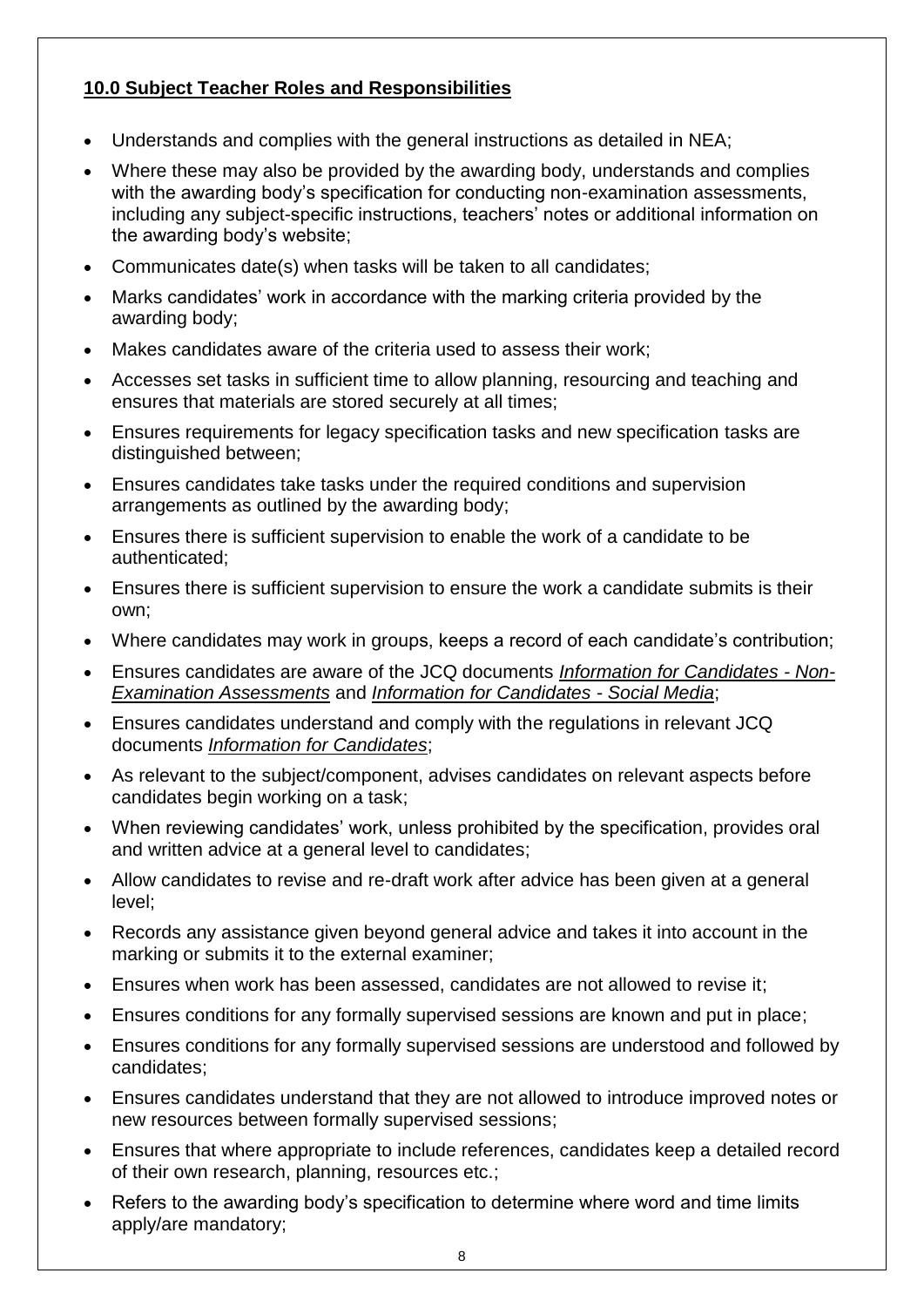**10.0 Subject Teacher Roles and Responsibilities**

- Understands and complies with the general instructions as detailed in NEA;
- Where these may also be provided by the awarding body, understands and complies with the awarding body's specification for conducting non-examination assessments, including any subject-specific instructions, teachers' notes or additional information on the awarding body's website;
- Communicates date(s) when tasks will be taken to all candidates;
- Marks candidates' work in accordance with the marking criteria provided by the awarding body;
- Makes candidates aware of the criteria used to assess their work;
- Accesses set tasks in sufficient time to allow planning, resourcing and teaching and ensures that materials are stored securely at all times;
- Ensures requirements for legacy specification tasks and new specification tasks are distinguished between;
- Ensures candidates take tasks under the required conditions and supervision arrangements as outlined by the awarding body;
- Ensures there is sufficient supervision to enable the work of a candidate to be authenticated;
- Ensures there is sufficient supervision to ensure the work a candidate submits is their own;
- Where candidates may work in groups, keeps a record of each candidate's contribution;
- Ensures candidates are aware of the JCQ documents *Information for Candidates - Non-Examination Assessments* and *Information for Candidates - Social Media*;
- Ensures candidates understand and comply with the regulations in relevant JCQ documents *Information for Candidates*;
- As relevant to the subject/component, advises candidates on relevant aspects before candidates begin working on a task;
- When reviewing candidates' work, unless prohibited by the specification, provides oral and written advice at a general level to candidates;
- Allow candidates to revise and re-draft work after advice has been given at a general level;
- Records any assistance given beyond general advice and takes it into account in the marking or submits it to the external examiner;
- Ensures when work has been assessed, candidates are not allowed to revise it;
- Ensures conditions for any formally supervised sessions are known and put in place;
- Ensures conditions for any formally supervised sessions are understood and followed by candidates;
- Ensures candidates understand that they are not allowed to introduce improved notes or new resources between formally supervised sessions;
- Ensures that where appropriate to include references, candidates keep a detailed record of their own research, planning, resources etc.;
- Refers to the awarding body's specification to determine where word and time limits apply/are mandatory;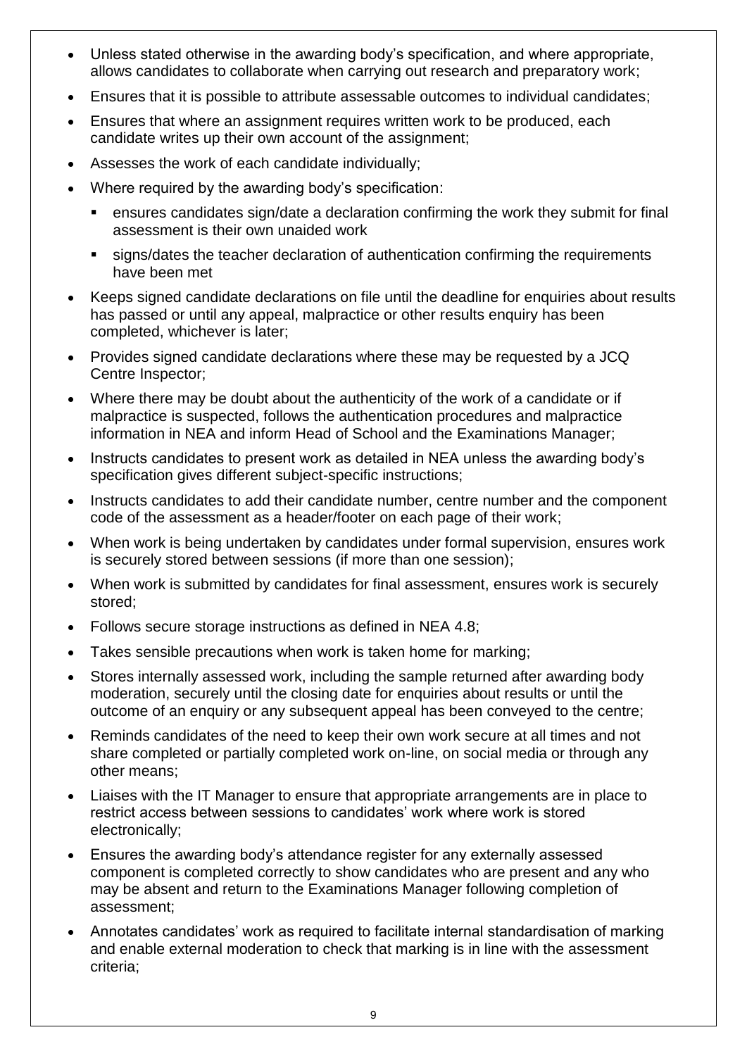- Unless stated otherwise in the awarding body's specification, and where appropriate, allows candidates to collaborate when carrying out research and preparatory work;
- Ensures that it is possible to attribute assessable outcomes to individual candidates;
- Ensures that where an assignment requires written work to be produced, each candidate writes up their own account of the assignment;
- Assesses the work of each candidate individually;
- Where required by the awarding body's specification:
  - ensures candidates sign/date a declaration confirming the work they submit for final assessment is their own unaided work
  - signs/dates the teacher declaration of authentication confirming the requirements have been met
- Keeps signed candidate declarations on file until the deadline for enquiries about results has passed or until any appeal, malpractice or other results enquiry has been completed, whichever is later;
- Provides signed candidate declarations where these may be requested by a JCQ Centre Inspector;
- Where there may be doubt about the authenticity of the work of a candidate or if malpractice is suspected, follows the authentication procedures and malpractice information in NEA and inform Head of School and the Examinations Manager;
- Instructs candidates to present work as detailed in NEA unless the awarding body's specification gives different subject-specific instructions;
- Instructs candidates to add their candidate number, centre number and the component code of the assessment as a header/footer on each page of their work;
- When work is being undertaken by candidates under formal supervision, ensures work is securely stored between sessions (if more than one session);
- When work is submitted by candidates for final assessment, ensures work is securely stored;
- Follows secure storage instructions as defined in NEA 4.8;
- Takes sensible precautions when work is taken home for marking;
- Stores internally assessed work, including the sample returned after awarding body moderation, securely until the closing date for enquiries about results or until the outcome of an enquiry or any subsequent appeal has been conveyed to the centre;
- Reminds candidates of the need to keep their own work secure at all times and not share completed or partially completed work on-line, on social media or through any other means;
- Liaises with the IT Manager to ensure that appropriate arrangements are in place to restrict access between sessions to candidates' work where work is stored electronically;
- Ensures the awarding body's attendance register for any externally assessed component is completed correctly to show candidates who are present and any who may be absent and return to the Examinations Manager following completion of assessment;
- Annotates candidates' work as required to facilitate internal standardisation of marking and enable external moderation to check that marking is in line with the assessment criteria;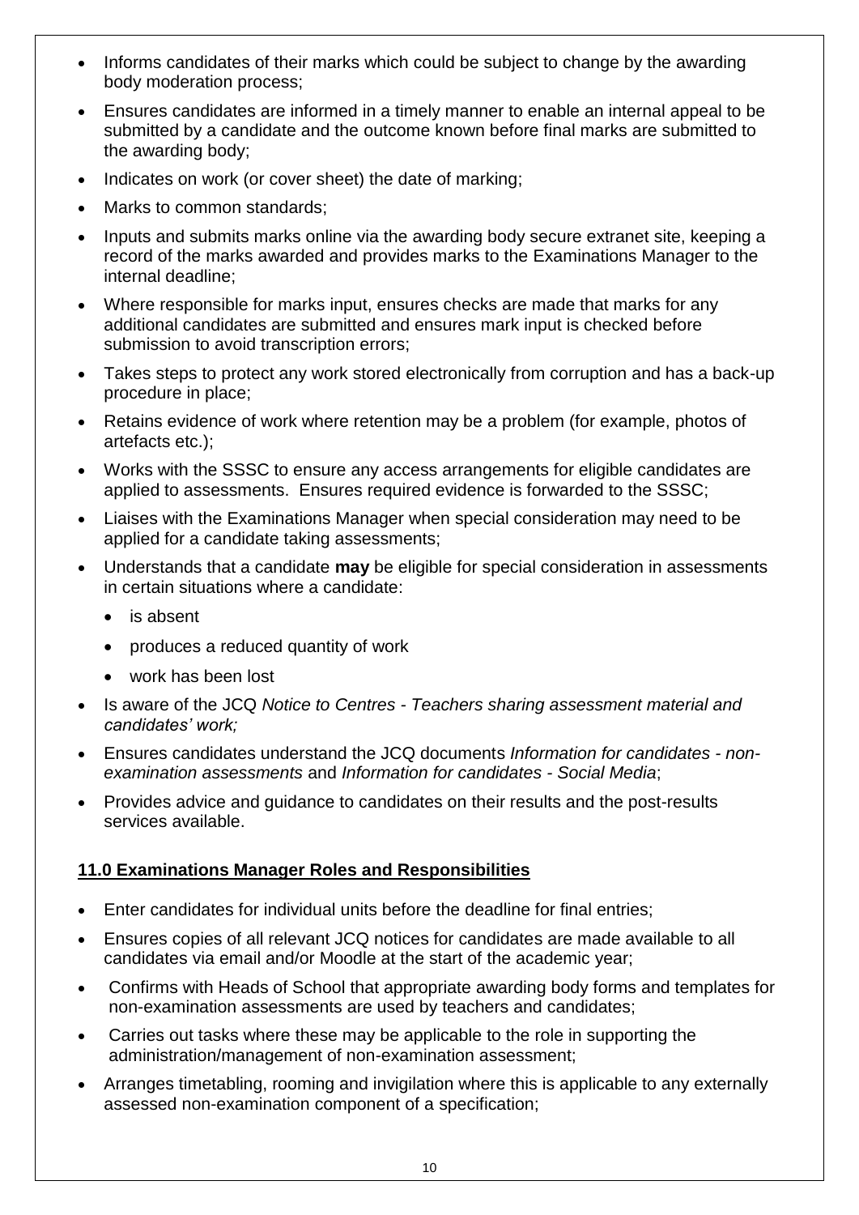- Informs candidates of their marks which could be subject to change by the awarding body moderation process;
- Ensures candidates are informed in a timely manner to enable an internal appeal to be submitted by a candidate and the outcome known before final marks are submitted to the awarding body;
- Indicates on work (or cover sheet) the date of marking;
- Marks to common standards;
- Inputs and submits marks online via the awarding body secure extranet site, keeping a record of the marks awarded and provides marks to the Examinations Manager to the internal deadline;
- Where responsible for marks input, ensures checks are made that marks for any additional candidates are submitted and ensures mark input is checked before submission to avoid transcription errors;
- Takes steps to protect any work stored electronically from corruption and has a back-up procedure in place;
- Retains evidence of work where retention may be a problem (for example, photos of artefacts etc.);
- Works with the SSSC to ensure any access arrangements for eligible candidates are applied to assessments. Ensures required evidence is forwarded to the SSSC;
- Liaises with the Examinations Manager when special consideration may need to be applied for a candidate taking assessments;
- Understands that a candidate **may** be eligible for special consideration in assessments in certain situations where a candidate:
  - is absent
  - produces a reduced quantity of work
  - work has been lost
- Is aware of the JCQ *Notice to Centres - Teachers sharing assessment material and candidates' work;*
- Ensures candidates understand the JCQ documents *Information for candidates - non-examination assessments* and *Information for candidates - Social Media*;
- Provides advice and guidance to candidates on their results and the post-results services available.

## **11.0 Examinations Manager Roles and Responsibilities**

- Enter candidates for individual units before the deadline for final entries;
- Ensures copies of all relevant JCQ notices for candidates are made available to all candidates via email and/or Moodle at the start of the academic year;
- Confirms with Heads of School that appropriate awarding body forms and templates for non-examination assessments are used by teachers and candidates;
- Carries out tasks where these may be applicable to the role in supporting the administration/management of non-examination assessment;
- Arranges timetabling, rooming and invigilation where this is applicable to any externally assessed non-examination component of a specification;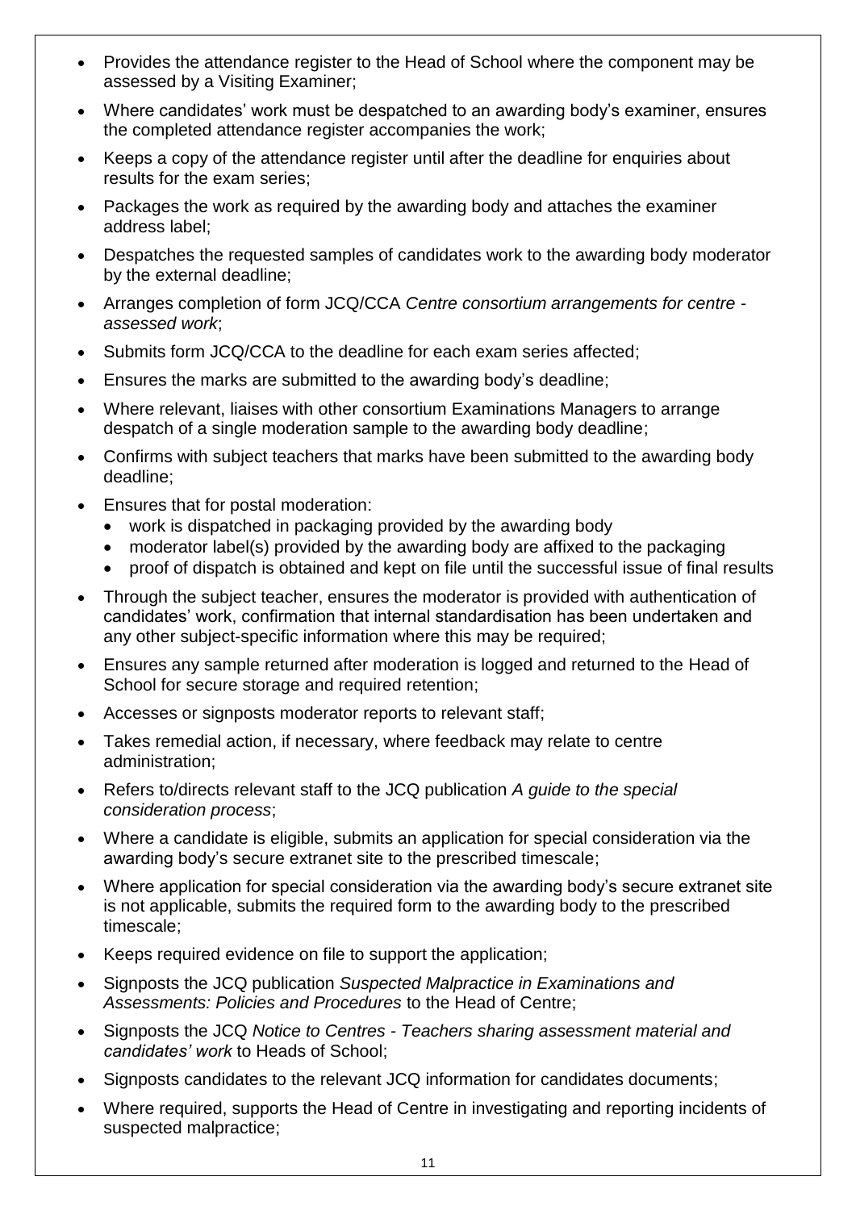- Provides the attendance register to the Head of School where the component may be assessed by a Visiting Examiner;
- Where candidates' work must be despatched to an awarding body's examiner, ensures the completed attendance register accompanies the work;
- Keeps a copy of the attendance register until after the deadline for enquiries about results for the exam series;
- Packages the work as required by the awarding body and attaches the examiner address label;
- Despatches the requested samples of candidates work to the awarding body moderator by the external deadline;
- Arranges completion of form JCQ/CCA *Centre consortium arrangements for centre - assessed work*;
- Submits form JCQ/CCA to the deadline for each exam series affected;
- Ensures the marks are submitted to the awarding body's deadline;
- Where relevant, liaises with other consortium Examinations Managers to arrange despatch of a single moderation sample to the awarding body deadline;
- Confirms with subject teachers that marks have been submitted to the awarding body deadline;
- Ensures that for postal moderation:
  - work is dispatched in packaging provided by the awarding body
  - moderator label(s) provided by the awarding body are affixed to the packaging
  - proof of dispatch is obtained and kept on file until the successful issue of final results
- Through the subject teacher, ensures the moderator is provided with authentication of candidates' work, confirmation that internal standardisation has been undertaken and any other subject-specific information where this may be required;
- Ensures any sample returned after moderation is logged and returned to the Head of School for secure storage and required retention;
- Accesses or signposts moderator reports to relevant staff;
- Takes remedial action, if necessary, where feedback may relate to centre administration;
- Refers to/directs relevant staff to the JCQ publication *A guide to the special consideration process*;
- Where a candidate is eligible, submits an application for special consideration via the awarding body's secure extranet site to the prescribed timescale;
- Where application for special consideration via the awarding body's secure extranet site is not applicable, submits the required form to the awarding body to the prescribed timescale;
- Keeps required evidence on file to support the application;
- Signposts the JCQ publication *Suspected Malpractice in Examinations and Assessments: Policies and Procedures* to the Head of Centre;
- Signposts the JCQ *Notice to Centres - Teachers sharing assessment material and candidates' work* to Heads of School;
- Signposts candidates to the relevant JCQ information for candidates documents;
- Where required, supports the Head of Centre in investigating and reporting incidents of suspected malpractice;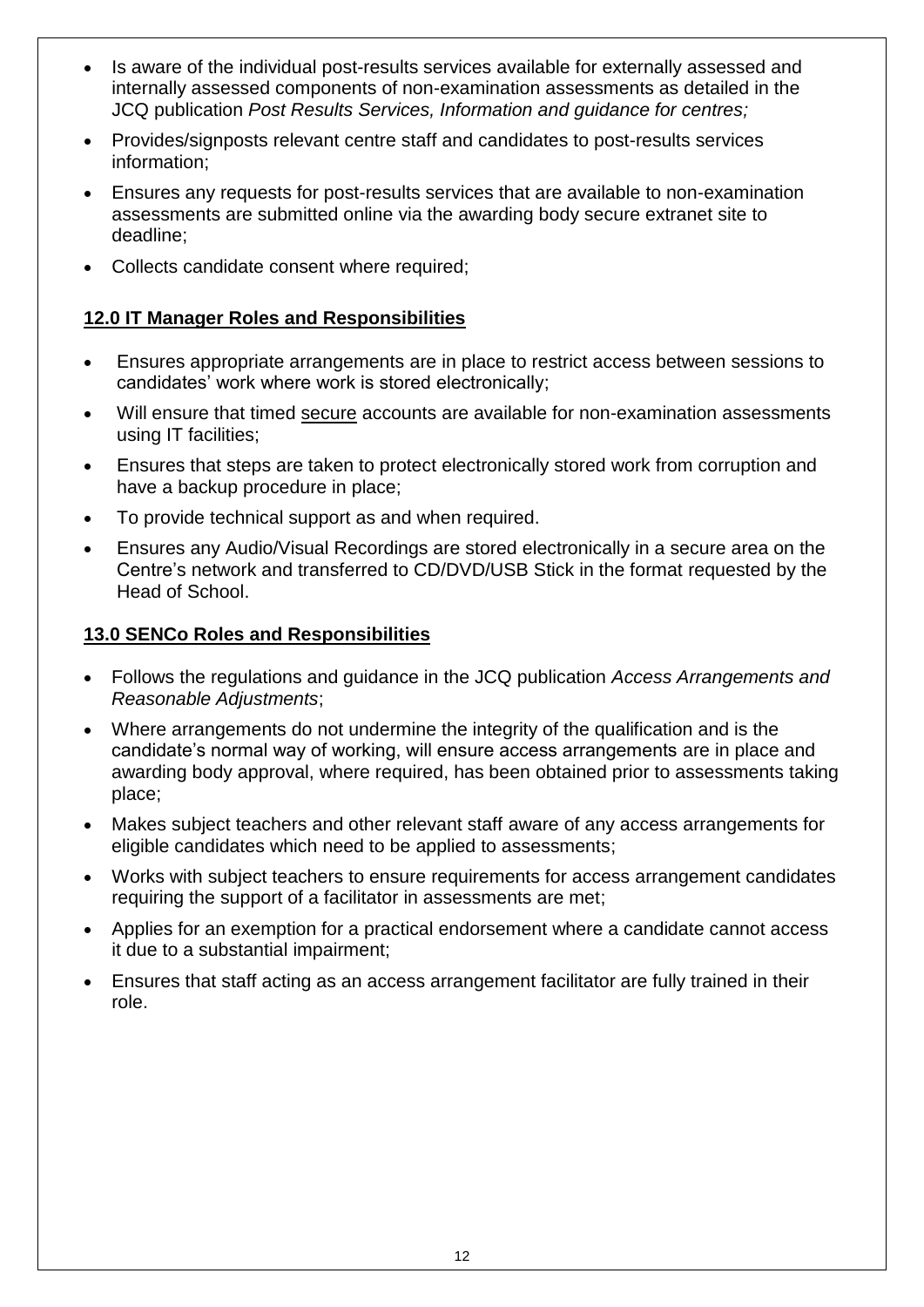- Is aware of the individual post-results services available for externally assessed and internally assessed components of non-examination assessments as detailed in the JCQ publication *Post Results Services, Information and guidance for centres;*
- Provides/signposts relevant centre staff and candidates to post-results services information;
- Ensures any requests for post-results services that are available to non-examination assessments are submitted online via the awarding body secure extranet site to deadline;
- Collects candidate consent where required;

## 12.0 IT Manager Roles and Responsibilities

- Ensures appropriate arrangements are in place to restrict access between sessions to candidates' work where work is stored electronically;
- Will ensure that timed secure accounts are available for non-examination assessments using IT facilities;
- Ensures that steps are taken to protect electronically stored work from corruption and have a backup procedure in place;
- To provide technical support as and when required.
- Ensures any Audio/Visual Recordings are stored electronically in a secure area on the Centre's network and transferred to CD/DVD/USB Stick in the format requested by the Head of School.

## 13.0 SENCo Roles and Responsibilities

- Follows the regulations and guidance in the JCQ publication *Access Arrangements and Reasonable Adjustments*;
- Where arrangements do not undermine the integrity of the qualification and is the candidate's normal way of working, will ensure access arrangements are in place and awarding body approval, where required, has been obtained prior to assessments taking place;
- Makes subject teachers and other relevant staff aware of any access arrangements for eligible candidates which need to be applied to assessments;
- Works with subject teachers to ensure requirements for access arrangement candidates requiring the support of a facilitator in assessments are met;
- Applies for an exemption for a practical endorsement where a candidate cannot access it due to a substantial impairment;
- Ensures that staff acting as an access arrangement facilitator are fully trained in their role.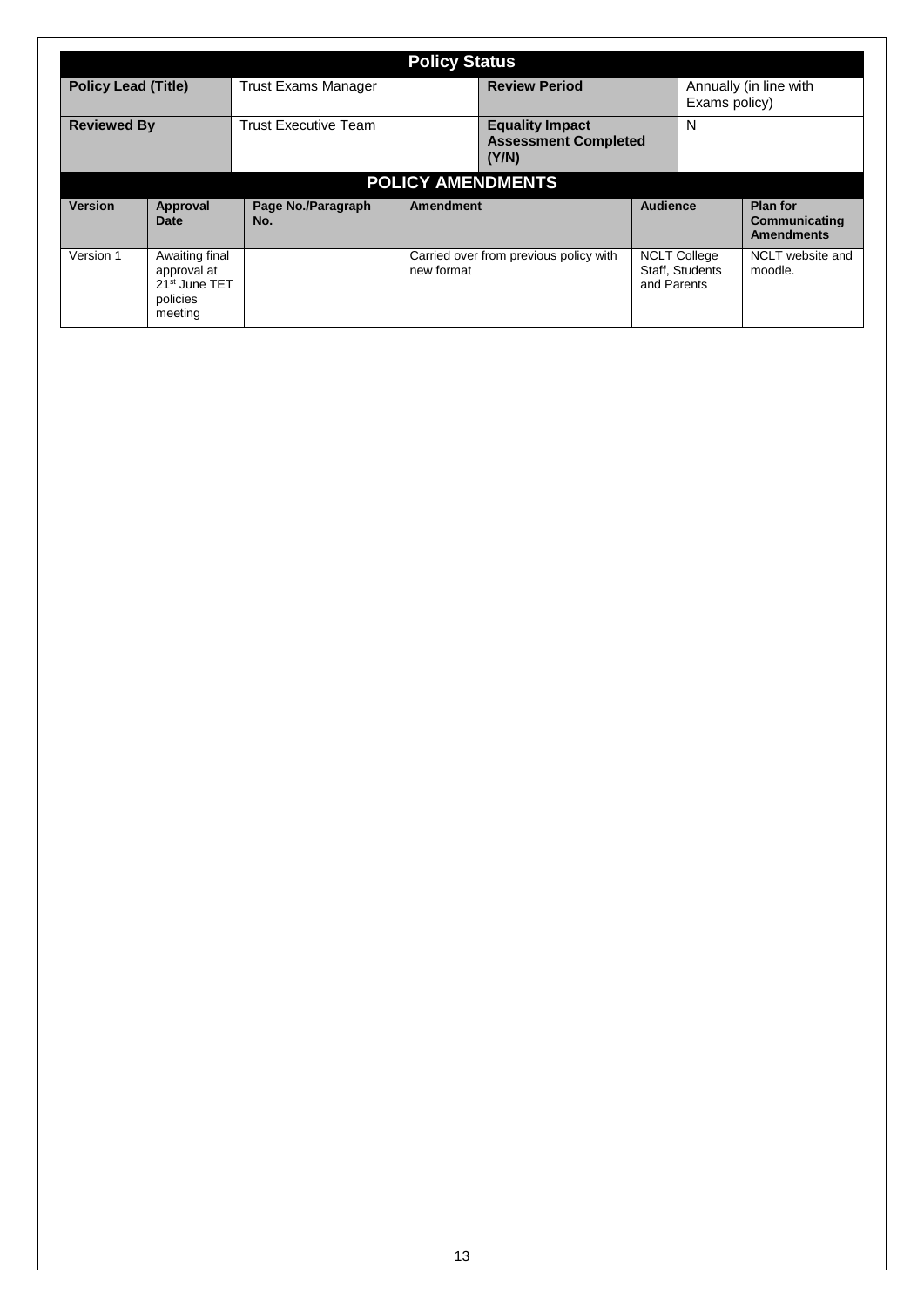## Policy Status

| | | | |
|---|---|---|---|
| **Policy Lead (Title)** | Trust Exams Manager | **Review Period** | Annually (in line with Exams policy) |
| **Reviewed By** | Trust Executive Team | **Equality Impact Assessment Completed (Y/N)** | N |

## POLICY AMENDMENTS

| Version | Approval Date | Page No./Paragraph No. | Amendment | Audience | Plan for Communicating Amendments |
|---|---|---|---|---|---|
| Version 1 | Awaiting final approval at 21st June TET policies meeting | | Carried over from previous policy with new format | NCLT College Staff, Students and Parents | NCLT website and moodle. |